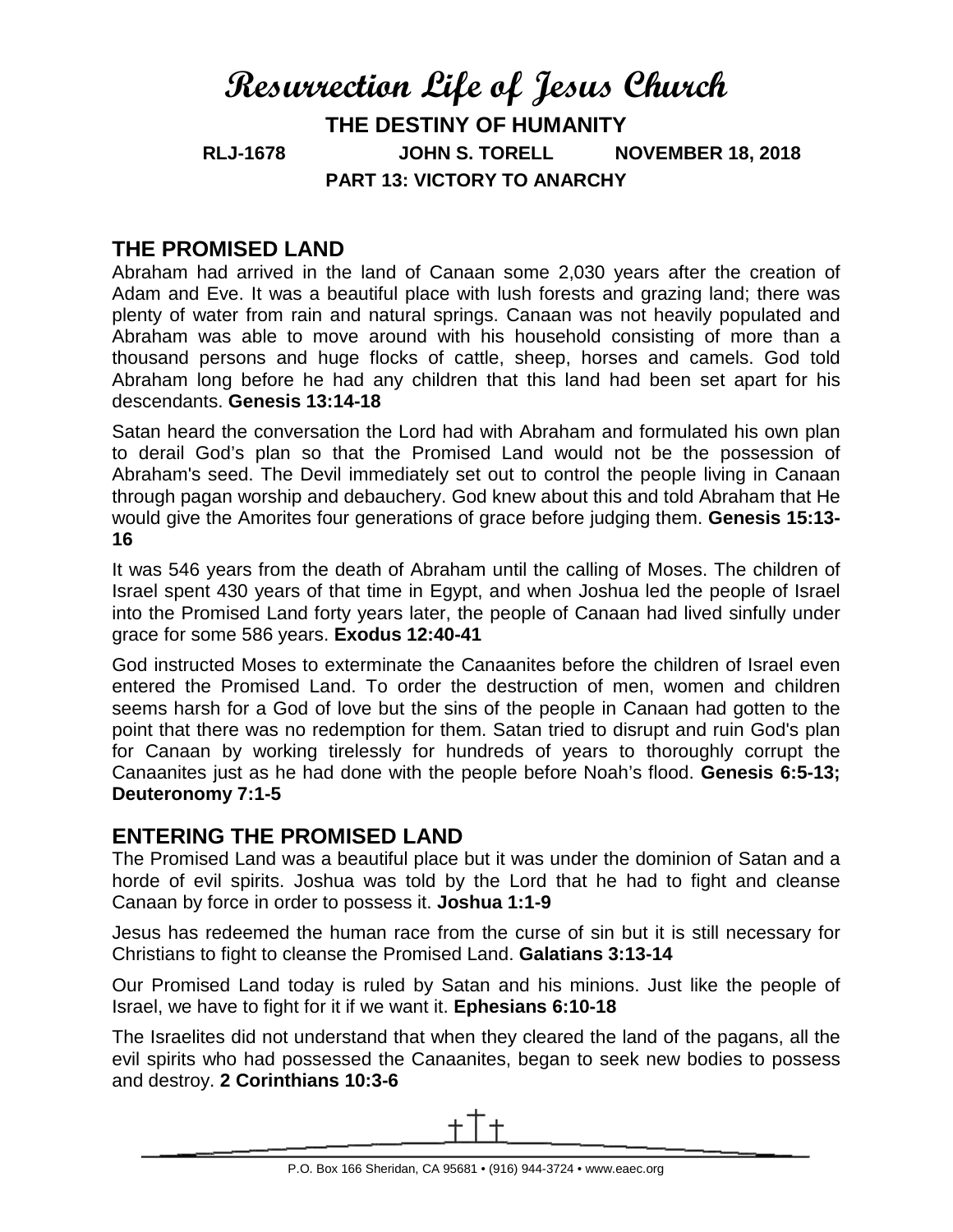# Resurrection Life of Jesus Church

**THE DESTINY OF HUMANITY**

**RLJ-1678 JOHN S. TORELL NOVEMBER 18, 2018**

**PART 13: VICTORY TO ANARCHY**

## THE PROMISED LAND

Abraham had arrived in the land of Canaan some 2,030 years after the creation of Adam and Eve. It was a beautiful place with lush forests and grazing land; there was plenty of water from rain and natural springs. Canaan was not heavily populated and Abraham was able to move around with his household consisting of more than a thousand persons and huge flocks of cattle, sheep, horses and camels. God told Abraham long before he had any children that this land had been set apart for his descendants. **Genesis 13:14-18**

Satan heard the conversation the Lord had with Abraham and formulated his own plan to derail God's plan so that the Promised Land would not be the possession of Abraham's seed. The Devil immediately set out to control the people living in Canaan through pagan worship and debauchery. God knew about this and told Abraham that He would give the Amorites four generations of grace before judging them. **Genesis 15:13-16**

It was 546 years from the death of Abraham until the calling of Moses. The children of Israel spent 430 years of that time in Egypt, and when Joshua led the people of Israel into the Promised Land forty years later, the people of Canaan had lived sinfully under grace for some 586 years. **Exodus 12:40-41**

God instructed Moses to exterminate the Canaanites before the children of Israel even entered the Promised Land. To order the destruction of men, women and children seems harsh for a God of love but the sins of the people in Canaan had gotten to the point that there was no redemption for them. Satan tried to disrupt and ruin God's plan for Canaan by working tirelessly for hundreds of years to thoroughly corrupt the Canaanites just as he had done with the people before Noah's flood. **Genesis 6:5-13; Deuteronomy 7:1-5**

## ENTERING THE PROMISED LAND

The Promised Land was a beautiful place but it was under the dominion of Satan and a horde of evil spirits. Joshua was told by the Lord that he had to fight and cleanse Canaan by force in order to possess it. **Joshua 1:1-9**

Jesus has redeemed the human race from the curse of sin but it is still necessary for Christians to fight to cleanse the Promised Land. **Galatians 3:13-14**

Our Promised Land today is ruled by Satan and his minions. Just like the people of Israel, we have to fight for it if we want it. **Ephesians 6:10-18**

The Israelites did not understand that when they cleared the land of the pagans, all the evil spirits who had possessed the Canaanites, began to seek new bodies to possess and destroy. **2 Corinthians 10:3-6**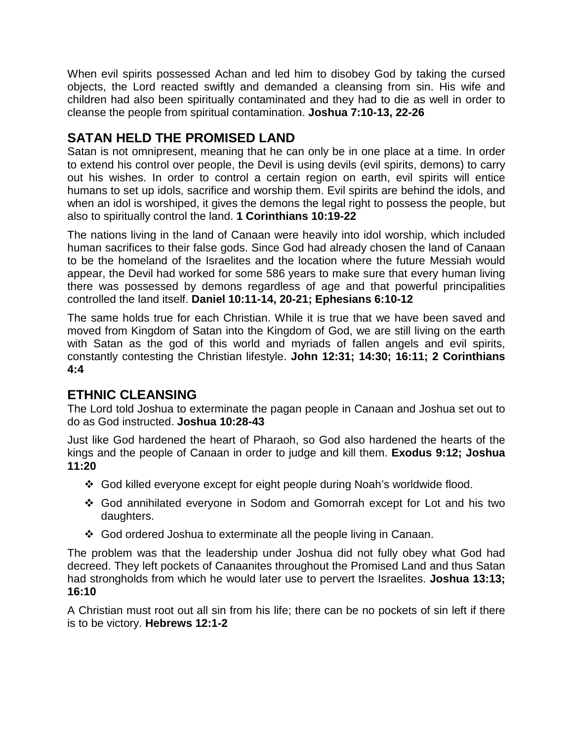When evil spirits possessed Achan and led him to disobey God by taking the cursed objects, the Lord reacted swiftly and demanded a cleansing from sin. His wife and children had also been spiritually contaminated and they had to die as well in order to cleanse the people from spiritual contamination. **Joshua 7:10-13, 22-26**

## SATAN HELD THE PROMISED LAND

Satan is not omnipresent, meaning that he can only be in one place at a time. In order to extend his control over people, the Devil is using devils (evil spirits, demons) to carry out his wishes. In order to control a certain region on earth, evil spirits will entice humans to set up idols, sacrifice and worship them. Evil spirits are behind the idols, and when an idol is worshiped, it gives the demons the legal right to possess the people, but also to spiritually control the land. **1 Corinthians 10:19-22**

The nations living in the land of Canaan were heavily into idol worship, which included human sacrifices to their false gods. Since God had already chosen the land of Canaan to be the homeland of the Israelites and the location where the future Messiah would appear, the Devil had worked for some 586 years to make sure that every human living there was possessed by demons regardless of age and that powerful principalities controlled the land itself. **Daniel 10:11-14, 20-21; Ephesians 6:10-12**

The same holds true for each Christian. While it is true that we have been saved and moved from Kingdom of Satan into the Kingdom of God, we are still living on the earth with Satan as the god of this world and myriads of fallen angels and evil spirits, constantly contesting the Christian lifestyle. **John 12:31; 14:30; 16:11; 2 Corinthians 4:4**

## ETHNIC CLEANSING

The Lord told Joshua to exterminate the pagan people in Canaan and Joshua set out to do as God instructed. **Joshua 10:28-43**

Just like God hardened the heart of Pharaoh, so God also hardened the hearts of the kings and the people of Canaan in order to judge and kill them. **Exodus 9:12; Joshua 11:20**

- God killed everyone except for eight people during Noah's worldwide flood.
- God annihilated everyone in Sodom and Gomorrah except for Lot and his two daughters.
- God ordered Joshua to exterminate all the people living in Canaan.

The problem was that the leadership under Joshua did not fully obey what God had decreed. They left pockets of Canaanites throughout the Promised Land and thus Satan had strongholds from which he would later use to pervert the Israelites. **Joshua 13:13; 16:10**

A Christian must root out all sin from his life; there can be no pockets of sin left if there is to be victory. **Hebrews 12:1-2**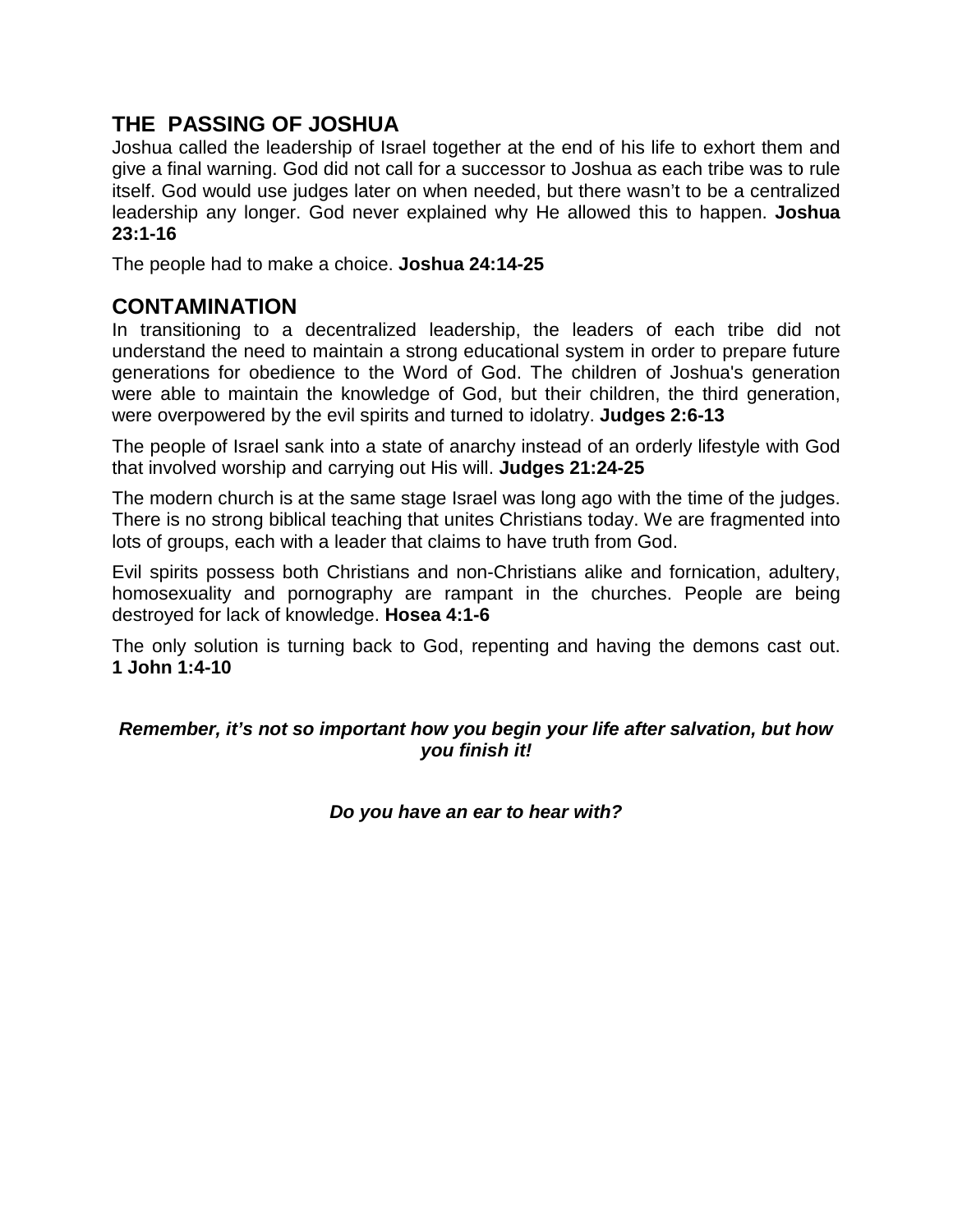## THE PASSING OF JOSHUA

Joshua called the leadership of Israel together at the end of his life to exhort them and give a final warning. God did not call for a successor to Joshua as each tribe was to rule itself. God would use judges later on when needed, but there wasn't to be a centralized leadership any longer. God never explained why He allowed this to happen. **Joshua 23:1-16**

The people had to make a choice. **Joshua 24:14-25**

## CONTAMINATION

In transitioning to a decentralized leadership, the leaders of each tribe did not understand the need to maintain a strong educational system in order to prepare future generations for obedience to the Word of God. The children of Joshua's generation were able to maintain the knowledge of God, but their children, the third generation, were overpowered by the evil spirits and turned to idolatry. **Judges 2:6-13**

The people of Israel sank into a state of anarchy instead of an orderly lifestyle with God that involved worship and carrying out His will. **Judges 21:24-25**

The modern church is at the same stage Israel was long ago with the time of the judges. There is no strong biblical teaching that unites Christians today. We are fragmented into lots of groups, each with a leader that claims to have truth from God.

Evil spirits possess both Christians and non-Christians alike and fornication, adultery, homosexuality and pornography are rampant in the churches. People are being destroyed for lack of knowledge. **Hosea 4:1-6**

The only solution is turning back to God, repenting and having the demons cast out. **1 John 1:4-10**

***Remember, it's not so important how you begin your life after salvation, but how you finish it!***

***Do you have an ear to hear with?***